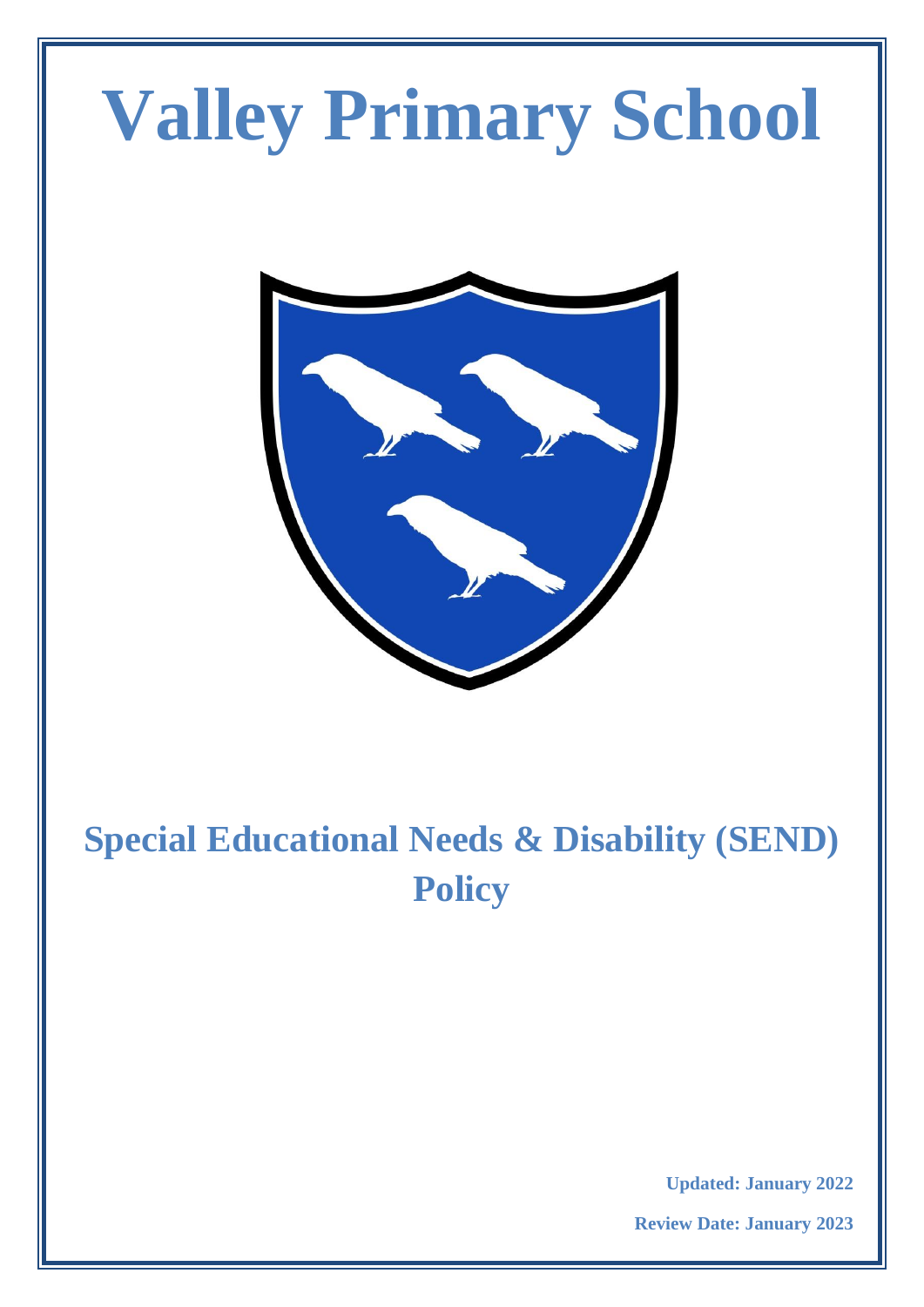# Valley Primary School

## Special Educational Needs & Disability (SEND) Policy

**Updated: January 2022**

**Review Date: January 2023**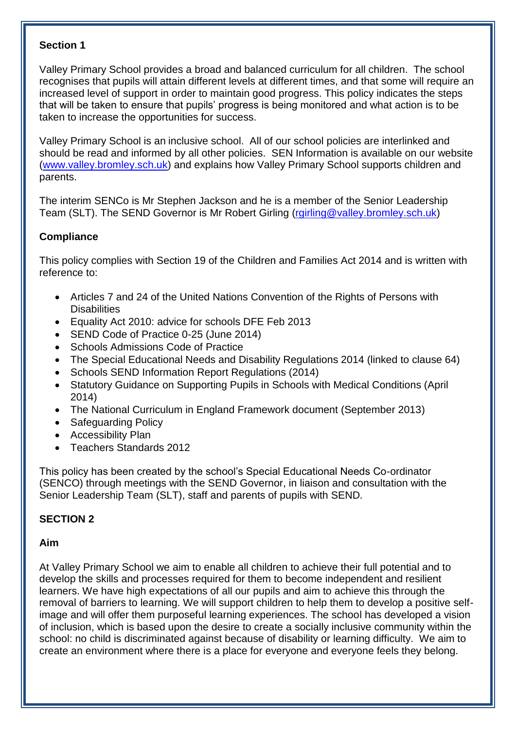**Section 1**

Valley Primary School provides a broad and balanced curriculum for all children. The school recognises that pupils will attain different levels at different times, and that some will require an increased level of support in order to maintain good progress. This policy indicates the steps that will be taken to ensure that pupils' progress is being monitored and what action is to be taken to increase the opportunities for success.

Valley Primary School is an inclusive school. All of our school policies are interlinked and should be read and informed by all other policies. SEN Information is available on our website (www.valley.bromley.sch.uk) and explains how Valley Primary School supports children and parents.

The interim SENCo is Mr Stephen Jackson and he is a member of the Senior Leadership Team (SLT). The SEND Governor is Mr Robert Girling (rgirling@valley.bromley.sch.uk)

**Compliance**

This policy complies with Section 19 of the Children and Families Act 2014 and is written with reference to:

- Articles 7 and 24 of the United Nations Convention of the Rights of Persons with Disabilities
- Equality Act 2010: advice for schools DFE Feb 2013
- SEND Code of Practice 0-25 (June 2014)
- Schools Admissions Code of Practice
- The Special Educational Needs and Disability Regulations 2014 (linked to clause 64)
- Schools SEND Information Report Regulations (2014)
- Statutory Guidance on Supporting Pupils in Schools with Medical Conditions (April 2014)
- The National Curriculum in England Framework document (September 2013)
- Safeguarding Policy
- Accessibility Plan
- Teachers Standards 2012

This policy has been created by the school's Special Educational Needs Co-ordinator (SENCO) through meetings with the SEND Governor, in liaison and consultation with the Senior Leadership Team (SLT), staff and parents of pupils with SEND.

**SECTION 2**

**Aim**

At Valley Primary School we aim to enable all children to achieve their full potential and to develop the skills and processes required for them to become independent and resilient learners. We have high expectations of all our pupils and aim to achieve this through the removal of barriers to learning. We will support children to help them to develop a positive self-image and will offer them purposeful learning experiences. The school has developed a vision of inclusion, which is based upon the desire to create a socially inclusive community within the school: no child is discriminated against because of disability or learning difficulty. We aim to create an environment where there is a place for everyone and everyone feels they belong.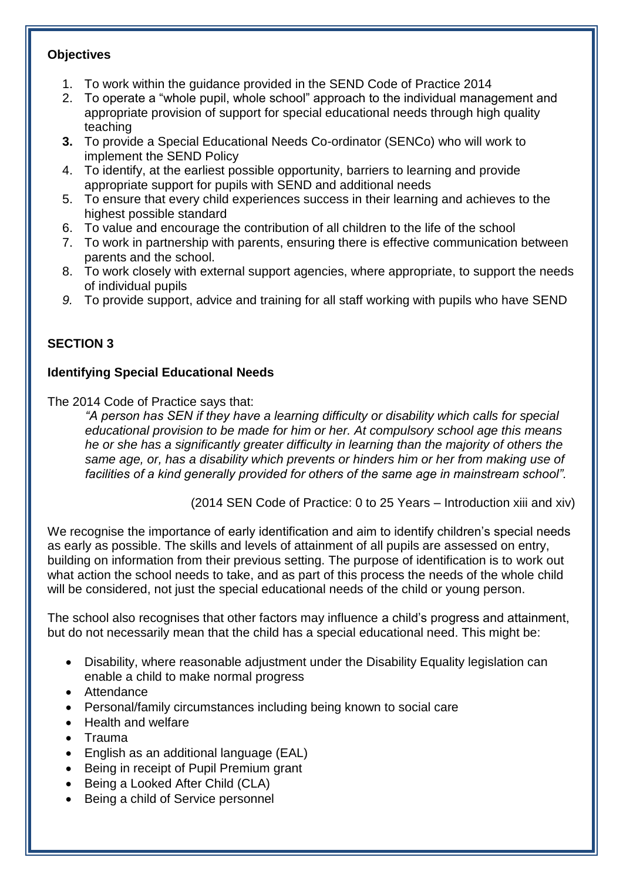**Objectives**

1. To work within the guidance provided in the SEND Code of Practice 2014
2. To operate a "whole pupil, whole school" approach to the individual management and appropriate provision of support for special educational needs through high quality teaching
3. To provide a Special Educational Needs Co-ordinator (SENCo) who will work to implement the SEND Policy
4. To identify, at the earliest possible opportunity, barriers to learning and provide appropriate support for pupils with SEND and additional needs
5. To ensure that every child experiences success in their learning and achieves to the highest possible standard
6. To value and encourage the contribution of all children to the life of the school
7. To work in partnership with parents, ensuring there is effective communication between parents and the school.
8. To work closely with external support agencies, where appropriate, to support the needs of individual pupils
9. To provide support, advice and training for all staff working with pupils who have SEND

## SECTION 3

### Identifying Special Educational Needs

The 2014 Code of Practice says that:

> *"A person has SEN if they have a learning difficulty or disability which calls for special educational provision to be made for him or her. At compulsory school age this means he or she has a significantly greater difficulty in learning than the majority of others the same age, or, has a disability which prevents or hinders him or her from making use of facilities of a kind generally provided for others of the same age in mainstream school".*
>
> (2014 SEN Code of Practice: 0 to 25 Years – Introduction xiii and xiv)

We recognise the importance of early identification and aim to identify children's special needs as early as possible. The skills and levels of attainment of all pupils are assessed on entry, building on information from their previous setting. The purpose of identification is to work out what action the school needs to take, and as part of this process the needs of the whole child will be considered, not just the special educational needs of the child or young person.

The school also recognises that other factors may influence a child's progress and attainment, but do not necessarily mean that the child has a special educational need. This might be:

- Disability, where reasonable adjustment under the Disability Equality legislation can enable a child to make normal progress
- Attendance
- Personal/family circumstances including being known to social care
- Health and welfare
- Trauma
- English as an additional language (EAL)
- Being in receipt of Pupil Premium grant
- Being a Looked After Child (CLA)
- Being a child of Service personnel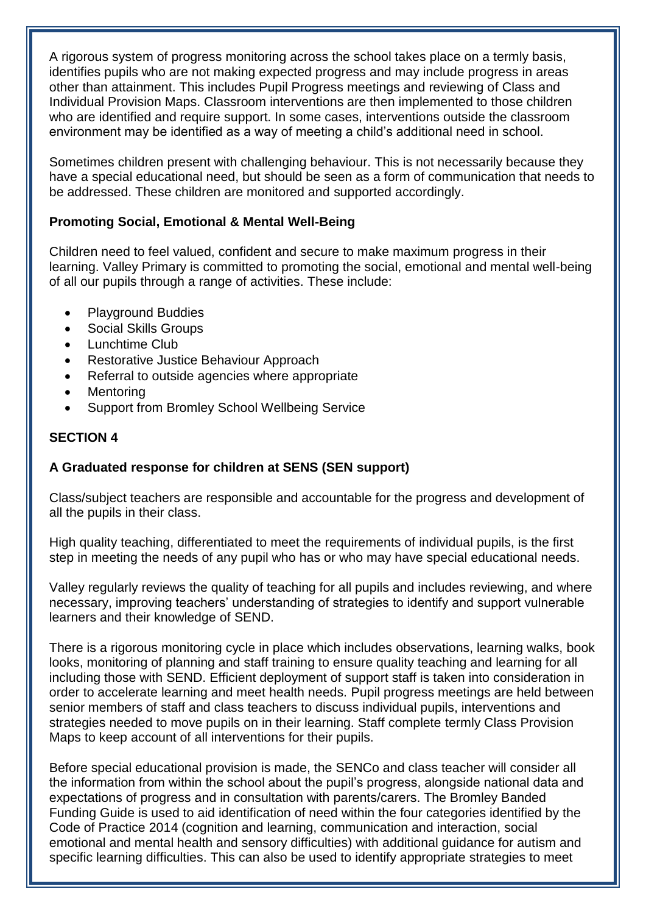A rigorous system of progress monitoring across the school takes place on a termly basis, identifies pupils who are not making expected progress and may include progress in areas other than attainment. This includes Pupil Progress meetings and reviewing of Class and Individual Provision Maps. Classroom interventions are then implemented to those children who are identified and require support. In some cases, interventions outside the classroom environment may be identified as a way of meeting a child's additional need in school.

Sometimes children present with challenging behaviour. This is not necessarily because they have a special educational need, but should be seen as a form of communication that needs to be addressed. These children are monitored and supported accordingly.

**Promoting Social, Emotional & Mental Well-Being**

Children need to feel valued, confident and secure to make maximum progress in their learning. Valley Primary is committed to promoting the social, emotional and mental well-being of all our pupils through a range of activities. These include:

- Playground Buddies
- Social Skills Groups
- Lunchtime Club
- Restorative Justice Behaviour Approach
- Referral to outside agencies where appropriate
- Mentoring
- Support from Bromley School Wellbeing Service

**SECTION 4**

**A Graduated response for children at SENS (SEN support)**

Class/subject teachers are responsible and accountable for the progress and development of all the pupils in their class.

High quality teaching, differentiated to meet the requirements of individual pupils, is the first step in meeting the needs of any pupil who has or who may have special educational needs.

Valley regularly reviews the quality of teaching for all pupils and includes reviewing, and where necessary, improving teachers' understanding of strategies to identify and support vulnerable learners and their knowledge of SEND.

There is a rigorous monitoring cycle in place which includes observations, learning walks, book looks, monitoring of planning and staff training to ensure quality teaching and learning for all including those with SEND. Efficient deployment of support staff is taken into consideration in order to accelerate learning and meet health needs. Pupil progress meetings are held between senior members of staff and class teachers to discuss individual pupils, interventions and strategies needed to move pupils on in their learning. Staff complete termly Class Provision Maps to keep account of all interventions for their pupils.

Before special educational provision is made, the SENCo and class teacher will consider all the information from within the school about the pupil's progress, alongside national data and expectations of progress and in consultation with parents/carers. The Bromley Banded Funding Guide is used to aid identification of need within the four categories identified by the Code of Practice 2014 (cognition and learning, communication and interaction, social emotional and mental health and sensory difficulties) with additional guidance for autism and specific learning difficulties. This can also be used to identify appropriate strategies to meet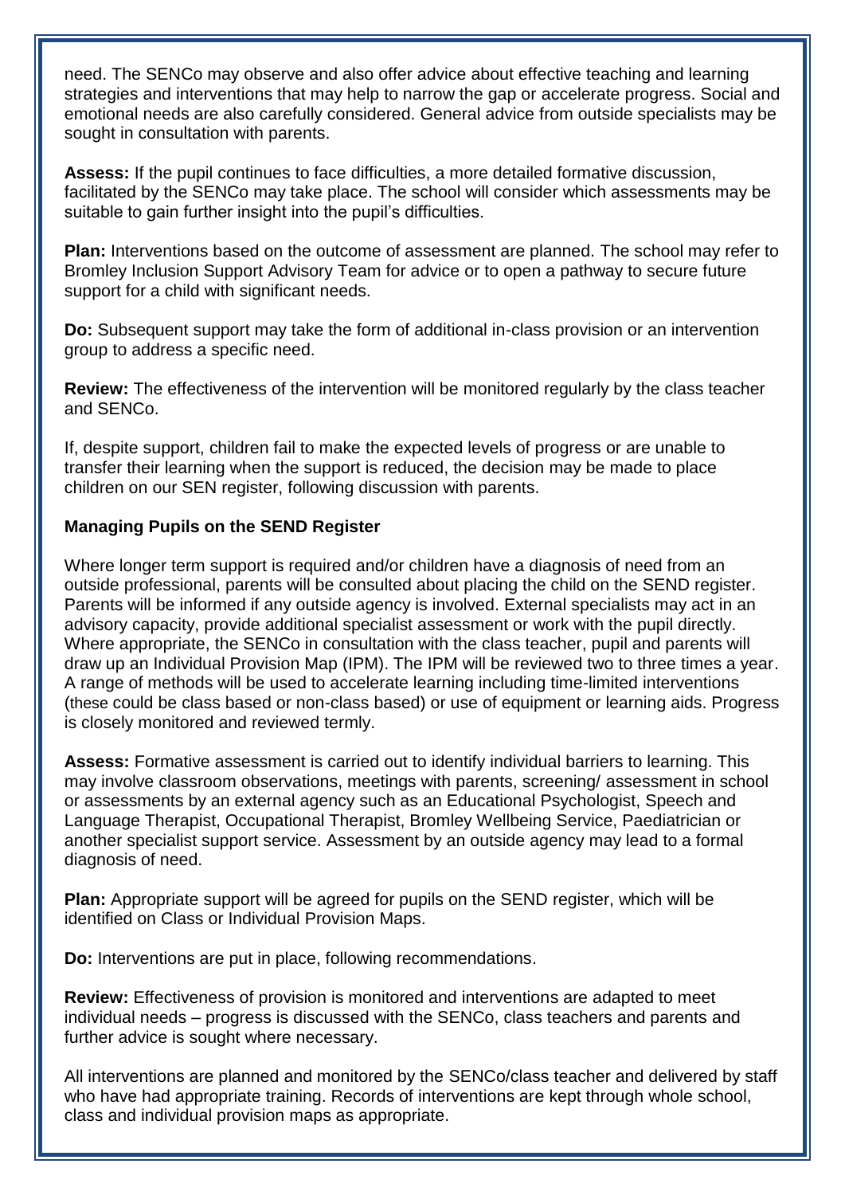need. The SENCo may observe and also offer advice about effective teaching and learning strategies and interventions that may help to narrow the gap or accelerate progress. Social and emotional needs are also carefully considered. General advice from outside specialists may be sought in consultation with parents.

**Assess:** If the pupil continues to face difficulties, a more detailed formative discussion, facilitated by the SENCo may take place. The school will consider which assessments may be suitable to gain further insight into the pupil's difficulties.

**Plan:** Interventions based on the outcome of assessment are planned. The school may refer to Bromley Inclusion Support Advisory Team for advice or to open a pathway to secure future support for a child with significant needs.

**Do:** Subsequent support may take the form of additional in-class provision or an intervention group to address a specific need.

**Review:** The effectiveness of the intervention will be monitored regularly by the class teacher and SENCo.

If, despite support, children fail to make the expected levels of progress or are unable to transfer their learning when the support is reduced, the decision may be made to place children on our SEN register, following discussion with parents.

**Managing Pupils on the SEND Register**

Where longer term support is required and/or children have a diagnosis of need from an outside professional, parents will be consulted about placing the child on the SEND register. Parents will be informed if any outside agency is involved. External specialists may act in an advisory capacity, provide additional specialist assessment or work with the pupil directly. Where appropriate, the SENCo in consultation with the class teacher, pupil and parents will draw up an Individual Provision Map (IPM). The IPM will be reviewed two to three times a year. A range of methods will be used to accelerate learning including time-limited interventions (these could be class based or non-class based) or use of equipment or learning aids. Progress is closely monitored and reviewed termly.

**Assess:** Formative assessment is carried out to identify individual barriers to learning. This may involve classroom observations, meetings with parents, screening/ assessment in school or assessments by an external agency such as an Educational Psychologist, Speech and Language Therapist, Occupational Therapist, Bromley Wellbeing Service, Paediatrician or another specialist support service. Assessment by an outside agency may lead to a formal diagnosis of need.

**Plan:** Appropriate support will be agreed for pupils on the SEND register, which will be identified on Class or Individual Provision Maps.

**Do:** Interventions are put in place, following recommendations.

**Review:** Effectiveness of provision is monitored and interventions are adapted to meet individual needs – progress is discussed with the SENCo, class teachers and parents and further advice is sought where necessary.

All interventions are planned and monitored by the SENCo/class teacher and delivered by staff who have had appropriate training. Records of interventions are kept through whole school, class and individual provision maps as appropriate.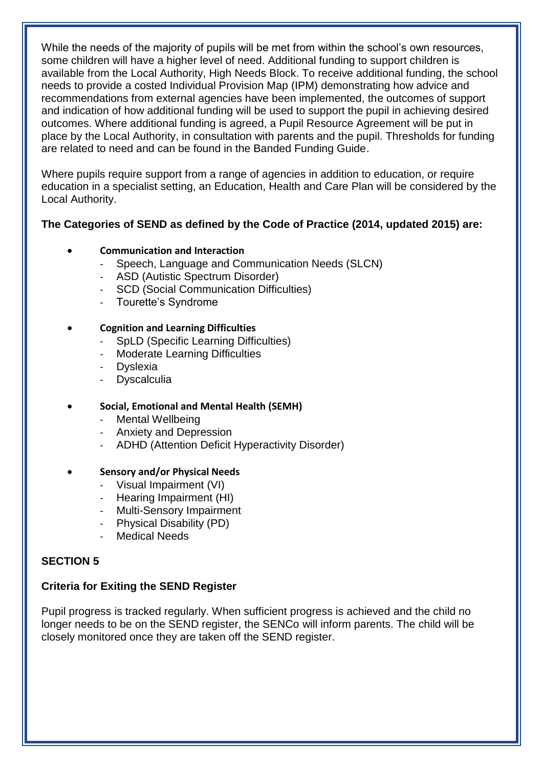While the needs of the majority of pupils will be met from within the school's own resources, some children will have a higher level of need. Additional funding to support children is available from the Local Authority, High Needs Block. To receive additional funding, the school needs to provide a costed Individual Provision Map (IPM) demonstrating how advice and recommendations from external agencies have been implemented, the outcomes of support and indication of how additional funding will be used to support the pupil in achieving desired outcomes. Where additional funding is agreed, a Pupil Resource Agreement will be put in place by the Local Authority, in consultation with parents and the pupil. Thresholds for funding are related to need and can be found in the Banded Funding Guide.

Where pupils require support from a range of agencies in addition to education, or require education in a specialist setting, an Education, Health and Care Plan will be considered by the Local Authority.

**The Categories of SEND as defined by the Code of Practice (2014, updated 2015) are:**

- **Communication and Interaction**
  - Speech, Language and Communication Needs (SLCN)
  - ASD (Autistic Spectrum Disorder)
  - SCD (Social Communication Difficulties)
  - Tourette's Syndrome
- **Cognition and Learning Difficulties**
  - SpLD (Specific Learning Difficulties)
  - Moderate Learning Difficulties
  - Dyslexia
  - Dyscalculia
- **Social, Emotional and Mental Health (SEMH)**
  - Mental Wellbeing
  - Anxiety and Depression
  - ADHD (Attention Deficit Hyperactivity Disorder)
- **Sensory and/or Physical Needs**
  - Visual Impairment (VI)
  - Hearing Impairment (HI)
  - Multi-Sensory Impairment
  - Physical Disability (PD)
  - Medical Needs

## SECTION 5

### Criteria for Exiting the SEND Register

Pupil progress is tracked regularly. When sufficient progress is achieved and the child no longer needs to be on the SEND register, the SENCo will inform parents. The child will be closely monitored once they are taken off the SEND register.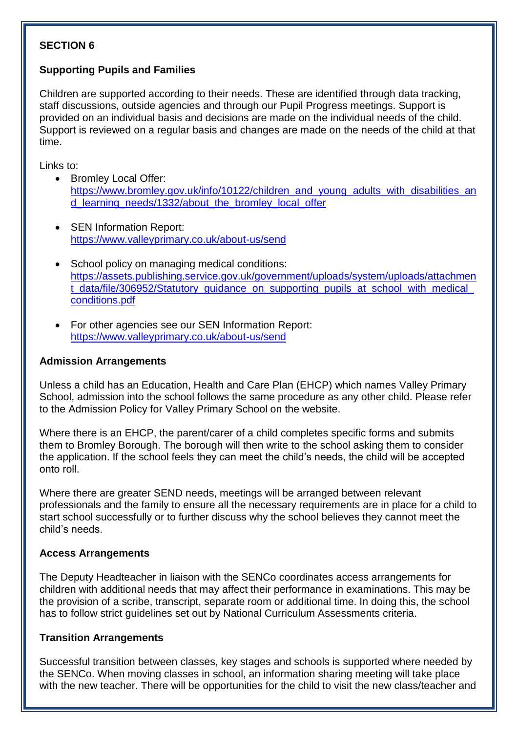## SECTION 6

### Supporting Pupils and Families

Children are supported according to their needs. These are identified through data tracking, staff discussions, outside agencies and through our Pupil Progress meetings. Support is provided on an individual basis and decisions are made on the individual needs of the child. Support is reviewed on a regular basis and changes are made on the needs of the child at that time.

Links to:

- Bromley Local Offer: https://www.bromley.gov.uk/info/10122/children_and_young_adults_with_disabilities_and_learning_needs/1332/about_the_bromley_local_offer
- SEN Information Report: https://www.valleyprimary.co.uk/about-us/send
- School policy on managing medical conditions: https://assets.publishing.service.gov.uk/government/uploads/system/uploads/attachment_data/file/306952/Statutory_guidance_on_supporting_pupils_at_school_with_medical_conditions.pdf
- For other agencies see our SEN Information Report: https://www.valleyprimary.co.uk/about-us/send

### Admission Arrangements

Unless a child has an Education, Health and Care Plan (EHCP) which names Valley Primary School, admission into the school follows the same procedure as any other child. Please refer to the Admission Policy for Valley Primary School on the website.

Where there is an EHCP, the parent/carer of a child completes specific forms and submits them to Bromley Borough. The borough will then write to the school asking them to consider the application. If the school feels they can meet the child's needs, the child will be accepted onto roll.

Where there are greater SEND needs, meetings will be arranged between relevant professionals and the family to ensure all the necessary requirements are in place for a child to start school successfully or to further discuss why the school believes they cannot meet the child's needs.

### Access Arrangements

The Deputy Headteacher in liaison with the SENCo coordinates access arrangements for children with additional needs that may affect their performance in examinations. This may be the provision of a scribe, transcript, separate room or additional time. In doing this, the school has to follow strict guidelines set out by National Curriculum Assessments criteria.

### Transition Arrangements

Successful transition between classes, key stages and schools is supported where needed by the SENCo. When moving classes in school, an information sharing meeting will take place with the new teacher. There will be opportunities for the child to visit the new class/teacher and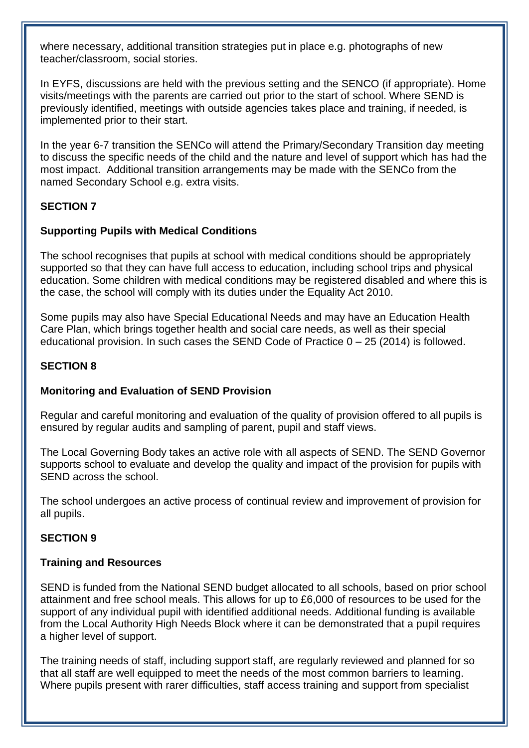where necessary, additional transition strategies put in place e.g. photographs of new teacher/classroom, social stories.

In EYFS, discussions are held with the previous setting and the SENCO (if appropriate). Home visits/meetings with the parents are carried out prior to the start of school. Where SEND is previously identified, meetings with outside agencies takes place and training, if needed, is implemented prior to their start.

In the year 6-7 transition the SENCo will attend the Primary/Secondary Transition day meeting to discuss the specific needs of the child and the nature and level of support which has had the most impact. Additional transition arrangements may be made with the SENCo from the named Secondary School e.g. extra visits.

**SECTION 7**

**Supporting Pupils with Medical Conditions**

The school recognises that pupils at school with medical conditions should be appropriately supported so that they can have full access to education, including school trips and physical education. Some children with medical conditions may be registered disabled and where this is the case, the school will comply with its duties under the Equality Act 2010.

Some pupils may also have Special Educational Needs and may have an Education Health Care Plan, which brings together health and social care needs, as well as their special educational provision. In such cases the SEND Code of Practice 0 – 25 (2014) is followed.

**SECTION 8**

**Monitoring and Evaluation of SEND Provision**

Regular and careful monitoring and evaluation of the quality of provision offered to all pupils is ensured by regular audits and sampling of parent, pupil and staff views.

The Local Governing Body takes an active role with all aspects of SEND. The SEND Governor supports school to evaluate and develop the quality and impact of the provision for pupils with SEND across the school.

The school undergoes an active process of continual review and improvement of provision for all pupils.

**SECTION 9**

**Training and Resources**

SEND is funded from the National SEND budget allocated to all schools, based on prior school attainment and free school meals. This allows for up to £6,000 of resources to be used for the support of any individual pupil with identified additional needs. Additional funding is available from the Local Authority High Needs Block where it can be demonstrated that a pupil requires a higher level of support.

The training needs of staff, including support staff, are regularly reviewed and planned for so that all staff are well equipped to meet the needs of the most common barriers to learning. Where pupils present with rarer difficulties, staff access training and support from specialist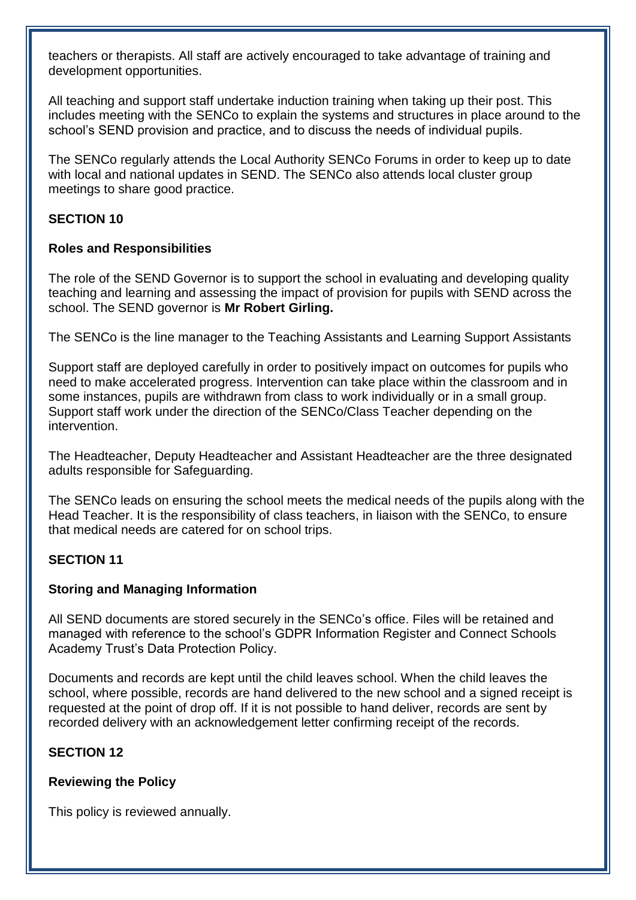teachers or therapists. All staff are actively encouraged to take advantage of training and development opportunities.

All teaching and support staff undertake induction training when taking up their post. This includes meeting with the SENCo to explain the systems and structures in place around to the school's SEND provision and practice, and to discuss the needs of individual pupils.

The SENCo regularly attends the Local Authority SENCo Forums in order to keep up to date with local and national updates in SEND. The SENCo also attends local cluster group meetings to share good practice.

## SECTION 10

### Roles and Responsibilities

The role of the SEND Governor is to support the school in evaluating and developing quality teaching and learning and assessing the impact of provision for pupils with SEND across the school. The SEND governor is **Mr Robert Girling.**

The SENCo is the line manager to the Teaching Assistants and Learning Support Assistants

Support staff are deployed carefully in order to positively impact on outcomes for pupils who need to make accelerated progress. Intervention can take place within the classroom and in some instances, pupils are withdrawn from class to work individually or in a small group. Support staff work under the direction of the SENCo/Class Teacher depending on the intervention.

The Headteacher, Deputy Headteacher and Assistant Headteacher are the three designated adults responsible for Safeguarding.

The SENCo leads on ensuring the school meets the medical needs of the pupils along with the Head Teacher. It is the responsibility of class teachers, in liaison with the SENCo, to ensure that medical needs are catered for on school trips.

## SECTION 11

### Storing and Managing Information

All SEND documents are stored securely in the SENCo's office. Files will be retained and managed with reference to the school's GDPR Information Register and Connect Schools Academy Trust's Data Protection Policy.

Documents and records are kept until the child leaves school. When the child leaves the school, where possible, records are hand delivered to the new school and a signed receipt is requested at the point of drop off. If it is not possible to hand deliver, records are sent by recorded delivery with an acknowledgement letter confirming receipt of the records.

## SECTION 12

### Reviewing the Policy

This policy is reviewed annually.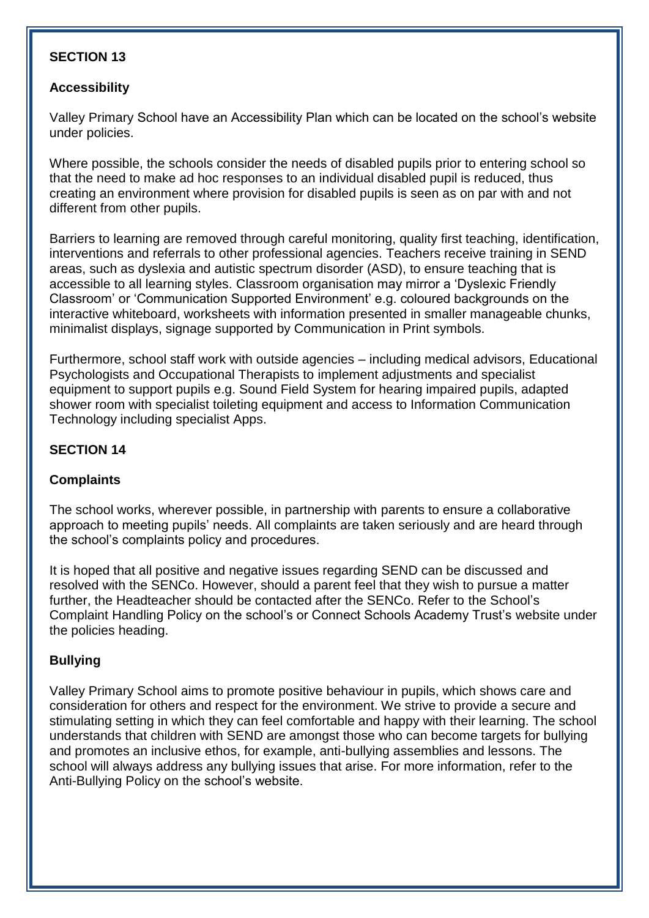## SECTION 13

### Accessibility

Valley Primary School have an Accessibility Plan which can be located on the school's website under policies.

Where possible, the schools consider the needs of disabled pupils prior to entering school so that the need to make ad hoc responses to an individual disabled pupil is reduced, thus creating an environment where provision for disabled pupils is seen as on par with and not different from other pupils.

Barriers to learning are removed through careful monitoring, quality first teaching, identification, interventions and referrals to other professional agencies. Teachers receive training in SEND areas, such as dyslexia and autistic spectrum disorder (ASD), to ensure teaching that is accessible to all learning styles. Classroom organisation may mirror a 'Dyslexic Friendly Classroom' or 'Communication Supported Environment' e.g. coloured backgrounds on the interactive whiteboard, worksheets with information presented in smaller manageable chunks, minimalist displays, signage supported by Communication in Print symbols.

Furthermore, school staff work with outside agencies – including medical advisors, Educational Psychologists and Occupational Therapists to implement adjustments and specialist equipment to support pupils e.g. Sound Field System for hearing impaired pupils, adapted shower room with specialist toileting equipment and access to Information Communication Technology including specialist Apps.

## SECTION 14

### Complaints

The school works, wherever possible, in partnership with parents to ensure a collaborative approach to meeting pupils' needs. All complaints are taken seriously and are heard through the school's complaints policy and procedures.

It is hoped that all positive and negative issues regarding SEND can be discussed and resolved with the SENCo. However, should a parent feel that they wish to pursue a matter further, the Headteacher should be contacted after the SENCo. Refer to the School's Complaint Handling Policy on the school's or Connect Schools Academy Trust's website under the policies heading.

### Bullying

Valley Primary School aims to promote positive behaviour in pupils, which shows care and consideration for others and respect for the environment. We strive to provide a secure and stimulating setting in which they can feel comfortable and happy with their learning. The school understands that children with SEND are amongst those who can become targets for bullying and promotes an inclusive ethos, for example, anti-bullying assemblies and lessons. The school will always address any bullying issues that arise. For more information, refer to the Anti-Bullying Policy on the school's website.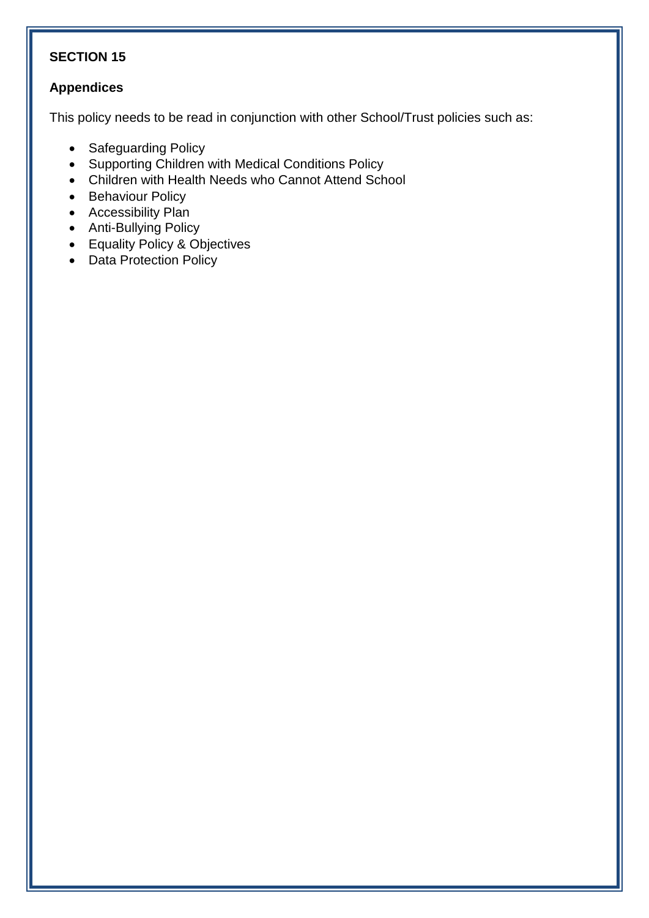## SECTION 15

### Appendices

This policy needs to be read in conjunction with other School/Trust policies such as:

- Safeguarding Policy
- Supporting Children with Medical Conditions Policy
- Children with Health Needs who Cannot Attend School
- Behaviour Policy
- Accessibility Plan
- Anti-Bullying Policy
- Equality Policy & Objectives
- Data Protection Policy